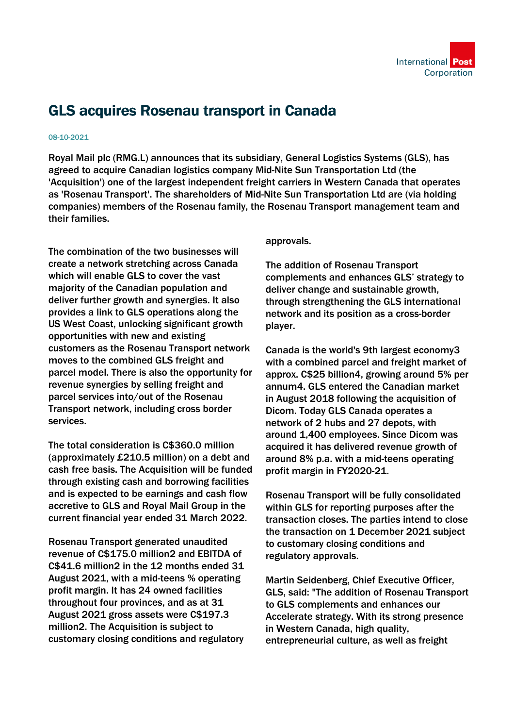# GLS acquires Rosenau transport in Canada

08-10-2021

Royal Mail plc (RMG.L) announces that its subsidiary, General Logistics Systems (GLS), has agreed to acquire Canadian logistics company Mid-Nite Sun Transportation Ltd (the 'Acquisition') one of the largest independent freight carriers in Western Canada that operates as 'Rosenau Transport'. The shareholders of Mid-Nite Sun Transportation Ltd are (via holding companies) members of the Rosenau family, the Rosenau Transport management team and their families.

The combination of the two businesses will create a network stretching across Canada which will enable GLS to cover the vast majority of the Canadian population and deliver further growth and synergies. It also provides a link to GLS operations along the US West Coast, unlocking significant growth opportunities with new and existing customers as the Rosenau Transport network moves to the combined GLS freight and parcel model. There is also the opportunity for revenue synergies by selling freight and parcel services into/out of the Rosenau Transport network, including cross border services.

The total consideration is C$360.0 million (approximately £210.5 million) on a debt and cash free basis. The Acquisition will be funded through existing cash and borrowing facilities and is expected to be earnings and cash flow accretive to GLS and Royal Mail Group in the current financial year ended 31 March 2022.

Rosenau Transport generated unaudited revenue of C$175.0 million[2] and EBITDA of C$41.6 million[2] in the 12 months ended 31 August 2021, with a mid-teens % operating profit margin. It has 24 owned facilities throughout four provinces, and as at 31 August 2021 gross assets were C$197.3 million[2]. The Acquisition is subject to customary closing conditions and regulatory approvals.

The addition of Rosenau Transport complements and enhances GLS' strategy to deliver change and sustainable growth, through strengthening the GLS international network and its position as a cross-border player.

Canada is the world's 9th largest economy[3] with a combined parcel and freight market of approx. C$25 billion[4], growing around 5% per annum[4]. GLS entered the Canadian market in August 2018 following the acquisition of Dicom. Today GLS Canada operates a network of 2 hubs and 27 depots, with around 1,400 employees. Since Dicom was acquired it has delivered revenue growth of around 8% p.a. with a mid-teens operating profit margin in FY2020-21.

Rosenau Transport will be fully consolidated within GLS for reporting purposes after the transaction closes. The parties intend to close the transaction on 1 December 2021 subject to customary closing conditions and regulatory approvals.

Martin Seidenberg, Chief Executive Officer, GLS, said: "The addition of Rosenau Transport to GLS complements and enhances our Accelerate strategy. With its strong presence in Western Canada, high quality, entrepreneurial culture, as well as freight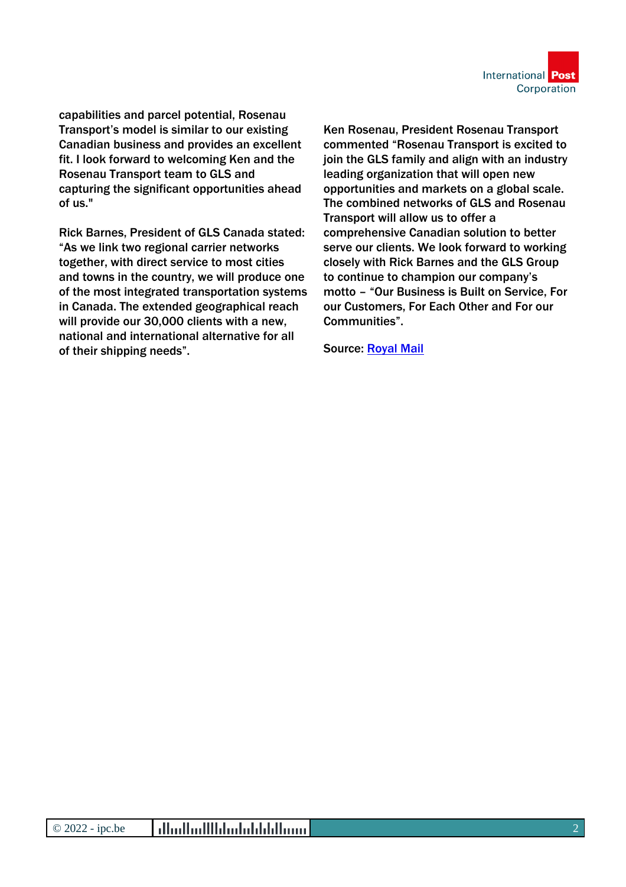capabilities and parcel potential, Rosenau Transport's model is similar to our existing Canadian business and provides an excellent fit. I look forward to welcoming Ken and the Rosenau Transport team to GLS and capturing the significant opportunities ahead of us."

Rick Barnes, President of GLS Canada stated: "As we link two regional carrier networks together, with direct service to most cities and towns in the country, we will produce one of the most integrated transportation systems in Canada. The extended geographical reach will provide our 30,000 clients with a new, national and international alternative for all of their shipping needs".

Ken Rosenau, President Rosenau Transport commented "Rosenau Transport is excited to join the GLS family and align with an industry leading organization that will open new opportunities and markets on a global scale. The combined networks of GLS and Rosenau Transport will allow us to offer a comprehensive Canadian solution to better serve our clients. We look forward to working closely with Rick Barnes and the GLS Group to continue to champion our company's motto – "Our Business is Built on Service, For our Customers, For Each Other and For our Communities".

Source: Royal Mail